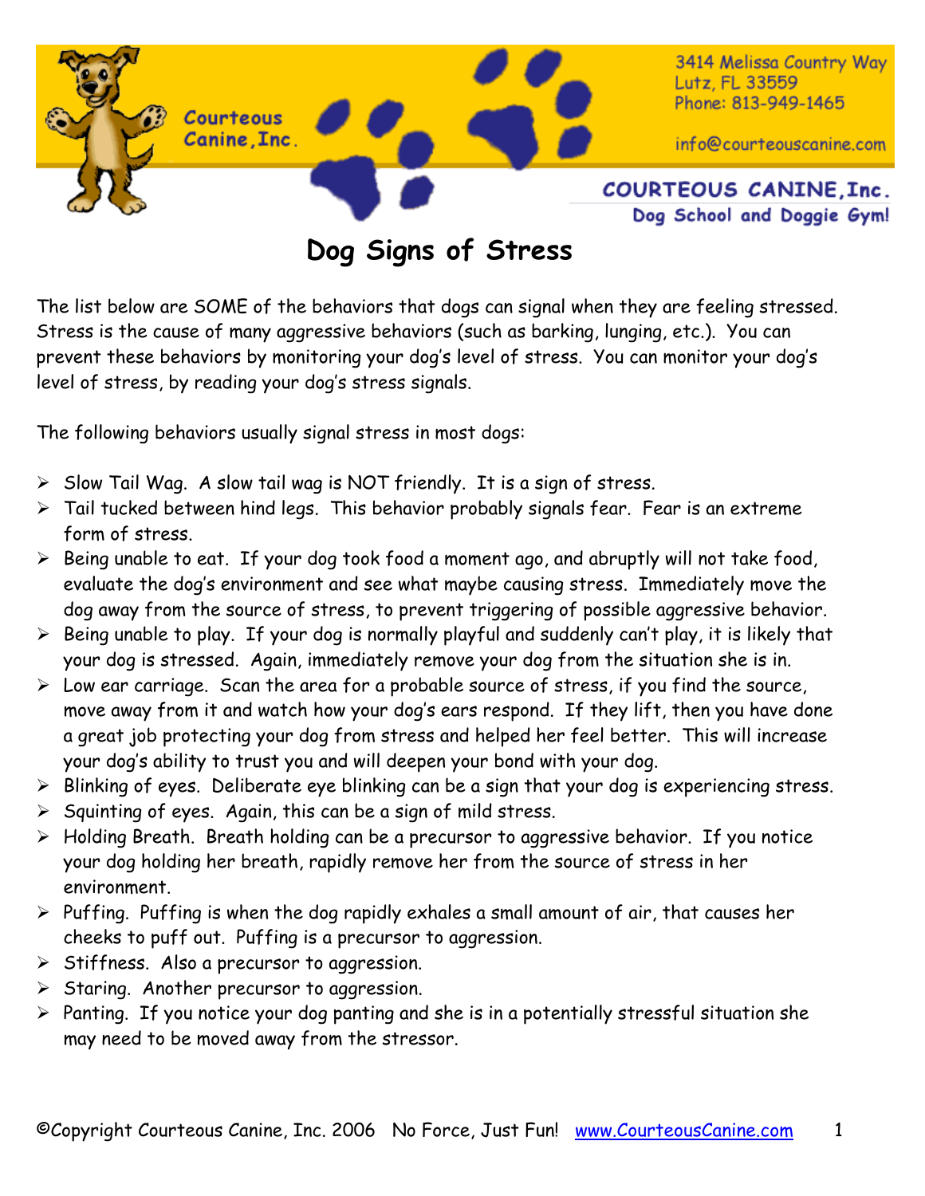Courteous Canine, Inc.

3414 Melissa Country Way
Lutz, FL 33559
Phone: 813-949-1465

info@courteouscanine.com

COURTEOUS CANINE, Inc.
Dog School and Doggie Gym!

# Dog Signs of Stress

The list below are SOME of the behaviors that dogs can signal when they are feeling stressed. Stress is the cause of many aggressive behaviors (such as barking, lunging, etc.). You can prevent these behaviors by monitoring your dog's level of stress. You can monitor your dog's level of stress, by reading your dog's stress signals.

The following behaviors usually signal stress in most dogs:

- Slow Tail Wag. A slow tail wag is NOT friendly. It is a sign of stress.
- Tail tucked between hind legs. This behavior probably signals fear. Fear is an extreme form of stress.
- Being unable to eat. If your dog took food a moment ago, and abruptly will not take food, evaluate the dog's environment and see what maybe causing stress. Immediately move the dog away from the source of stress, to prevent triggering of possible aggressive behavior.
- Being unable to play. If your dog is normally playful and suddenly can't play, it is likely that your dog is stressed. Again, immediately remove your dog from the situation she is in.
- Low ear carriage. Scan the area for a probable source of stress, if you find the source, move away from it and watch how your dog's ears respond. If they lift, then you have done a great job protecting your dog from stress and helped her feel better. This will increase your dog's ability to trust you and will deepen your bond with your dog.
- Blinking of eyes. Deliberate eye blinking can be a sign that your dog is experiencing stress.
- Squinting of eyes. Again, this can be a sign of mild stress.
- Holding Breath. Breath holding can be a precursor to aggressive behavior. If you notice your dog holding her breath, rapidly remove her from the source of stress in her environment.
- Puffing. Puffing is when the dog rapidly exhales a small amount of air, that causes her cheeks to puff out. Puffing is a precursor to aggression.
- Stiffness. Also a precursor to aggression.
- Staring. Another precursor to aggression.
- Panting. If you notice your dog panting and she is in a potentially stressful situation she may need to be moved away from the stressor.

©Copyright Courteous Canine, Inc. 2006 No Force, Just Fun! www.CourteousCanine.com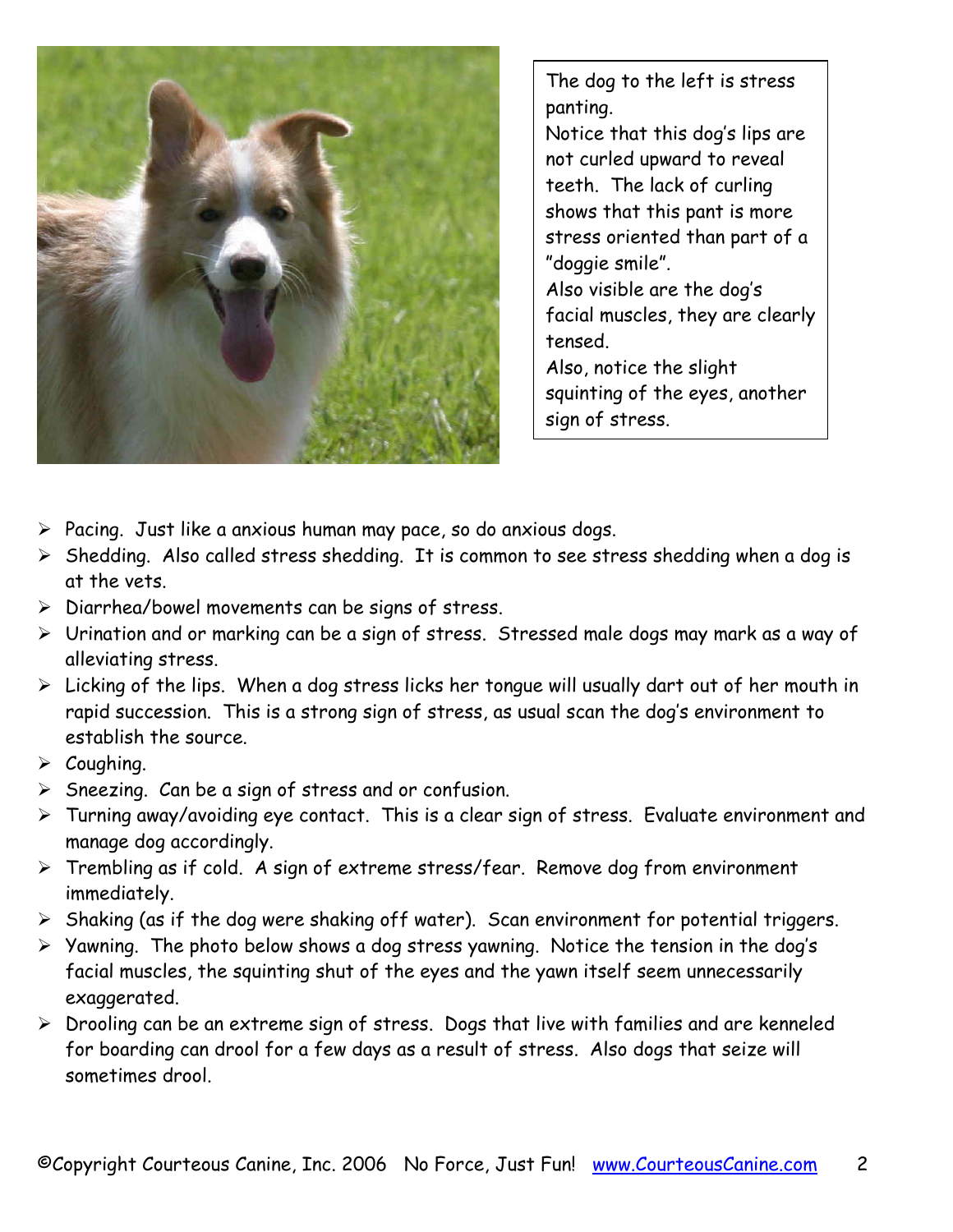The dog to the left is stress panting.
Notice that this dog's lips are not curled upward to reveal teeth. The lack of curling shows that this pant is more stress oriented than part of a "doggie smile".
Also visible are the dog's facial muscles, they are clearly tensed.
Also, notice the slight squinting of the eyes, another sign of stress.

- Pacing. Just like a anxious human may pace, so do anxious dogs.
- Shedding. Also called stress shedding. It is common to see stress shedding when a dog is at the vets.
- Diarrhea/bowel movements can be signs of stress.
- Urination and or marking can be a sign of stress. Stressed male dogs may mark as a way of alleviating stress.
- Licking of the lips. When a dog stress licks her tongue will usually dart out of her mouth in rapid succession. This is a strong sign of stress, as usual scan the dog's environment to establish the source.
- Coughing.
- Sneezing. Can be a sign of stress and or confusion.
- Turning away/avoiding eye contact. This is a clear sign of stress. Evaluate environment and manage dog accordingly.
- Trembling as if cold. A sign of extreme stress/fear. Remove dog from environment immediately.
- Shaking (as if the dog were shaking off water). Scan environment for potential triggers.
- Yawning. The photo below shows a dog stress yawning. Notice the tension in the dog's facial muscles, the squinting shut of the eyes and the yawn itself seem unnecessarily exaggerated.
- Drooling can be an extreme sign of stress. Dogs that live with families and are kenneled for boarding can drool for a few days as a result of stress. Also dogs that seize will sometimes drool.

©Copyright Courteous Canine, Inc. 2006 No Force, Just Fun! www.CourteousCanine.com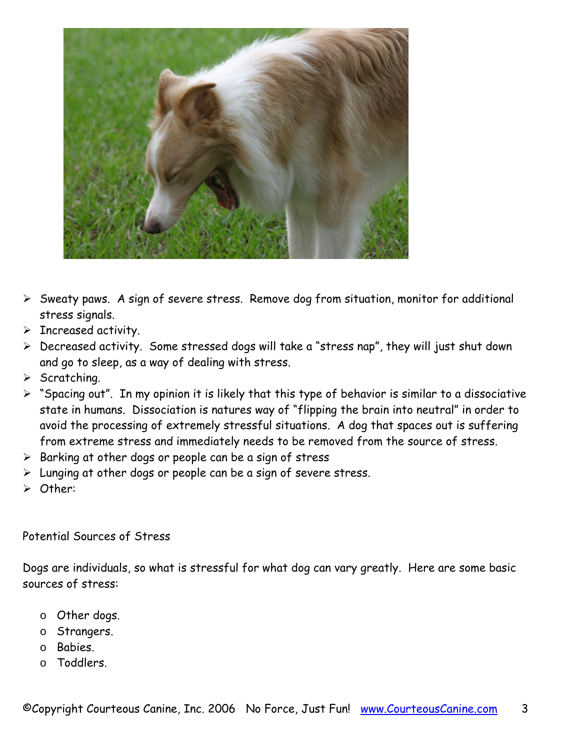- Sweaty paws. A sign of severe stress. Remove dog from situation, monitor for additional stress signals.
- Increased activity.
- Decreased activity. Some stressed dogs will take a "stress nap", they will just shut down and go to sleep, as a way of dealing with stress.
- Scratching.
- "Spacing out". In my opinion it is likely that this type of behavior is similar to a dissociative state in humans. Dissociation is natures way of "flipping the brain into neutral" in order to avoid the processing of extremely stressful situations. A dog that spaces out is suffering from extreme stress and immediately needs to be removed from the source of stress.
- Barking at other dogs or people can be a sign of stress
- Lunging at other dogs or people can be a sign of severe stress.
- Other:

Potential Sources of Stress

Dogs are individuals, so what is stressful for what dog can vary greatly. Here are some basic sources of stress:

- Other dogs.
- Strangers.
- Babies.
- Toddlers.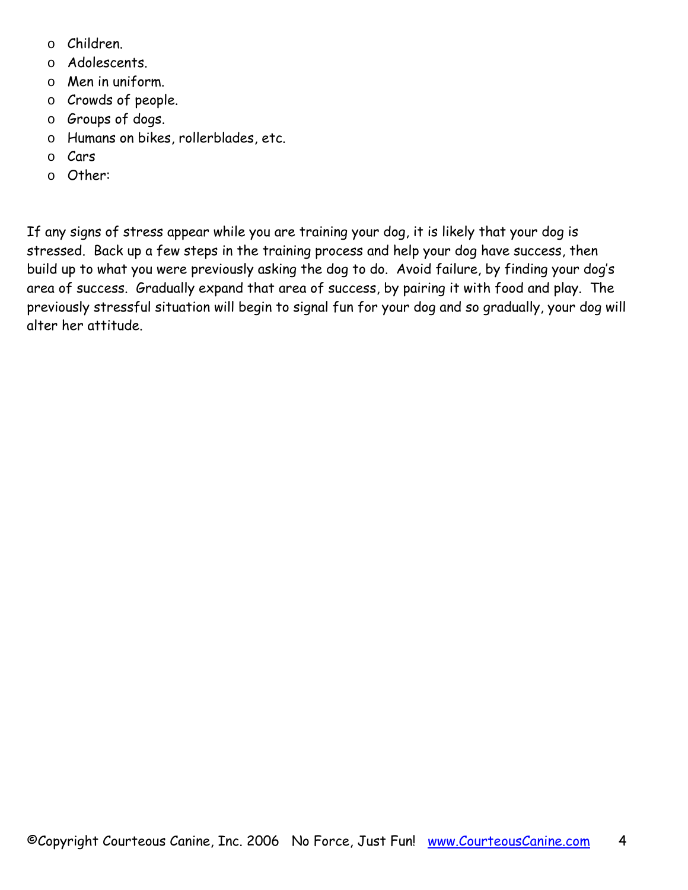- Children.
- Adolescents.
- Men in uniform.
- Crowds of people.
- Groups of dogs.
- Humans on bikes, rollerblades, etc.
- Cars
- Other:

If any signs of stress appear while you are training your dog, it is likely that your dog is stressed. Back up a few steps in the training process and help your dog have success, then build up to what you were previously asking the dog to do. Avoid failure, by finding your dog's area of success. Gradually expand that area of success, by pairing it with food and play. The previously stressful situation will begin to signal fun for your dog and so gradually, your dog will alter her attitude.